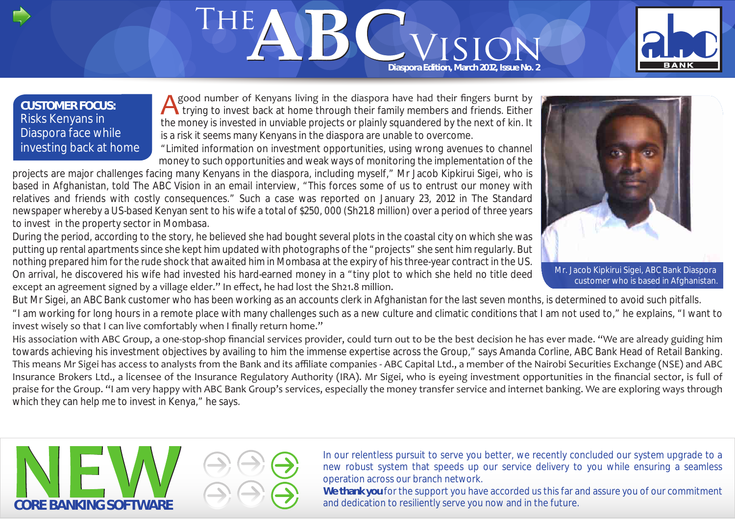# The ABC Vision

**Diaspora Edition, March 2012, Issue No. 2**

## CUSTOMER FOCUS: Risks Kenyans in Diaspora face while investing back at home

A good number of Kenyans living in the diaspora have had their fingers burnt by trying to invest back at home through their family members and friends. Either the money is invested in unviable projects or plainly squandered by the next of kin. It is a risk it seems many Kenyans in the diaspora are unable to overcome.

"Limited information on investment opportunities, using wrong avenues to channel money to such opportunities and weak ways of monitoring the implementation of the projects are major challenges facing many Kenyans in the diaspora, including myself," Mr Jacob Kipkirui Sigei, who is based in Afghanistan, told The ABC Vision in an email interview, "This forces some of us to entrust our money with relatives and friends with costly consequences." Such a case was reported on January 23, 2012 in The Standard newspaper whereby a US-based Kenyan sent to his wife a total of $250, 000 (Sh21.8 million) over a period of three years to invest in the property sector in Mombasa.

During the period, according to the story, he believed she had bought several plots in the coastal city on which she was putting up rental apartments since she kept him updated with photographs of the "projects" she sent him regularly. But nothing prepared him for the rude shock that awaited him in Mombasa at the expiry of his three-year contract in the US. On arrival, he discovered his wife had invested his hard-earned money in a "tiny plot to which she held no title deed except an agreement signed by a village elder." In effect, he had lost the Sh21.8 million.

Mr. Jacob Kipkirui Sigei, ABC Bank Diaspora customer who is based in Afghanistan.

But Mr Sigei, an ABC Bank customer who has been working as an accounts clerk in Afghanistan for the last seven months, is determined to avoid such pitfalls.

"I am working for long hours in a remote place with many challenges such as a new culture and climatic conditions that I am not used to," he explains, "I want to invest wisely so that I can live comfortably when I finally return home."

His association with ABC Group, a one-stop-shop financial services provider, could turn out to be the best decision he has ever made. "We are already guiding him towards achieving his investment objectives by availing to him the immense expertise across the Group," says Amanda Corline, ABC Bank Head of Retail Banking. This means Mr Sigei has access to analysts from the Bank and its affiliate companies - ABC Capital Ltd., a member of the Nairobi Securities Exchange (NSE) and ABC Insurance Brokers Ltd., a licensee of the Insurance Regulatory Authority (IRA). Mr Sigei, who is eyeing investment opportunities in the financial sector, is full of praise for the Group. "I am very happy with ABC Bank Group's services, especially the money transfer service and internet banking. We are exploring ways through which they can help me to invest in Kenya," he says.

## NEW CORE BANKING SOFTWARE

In our relentless pursuit to serve you better, we recently concluded our system upgrade to a new robust system that speeds up our service delivery to you while ensuring a seamless operation across our branch network.

**We thank you** for the support you have accorded us this far and assure you of our commitment and dedication to resiliently serve you now and in the future.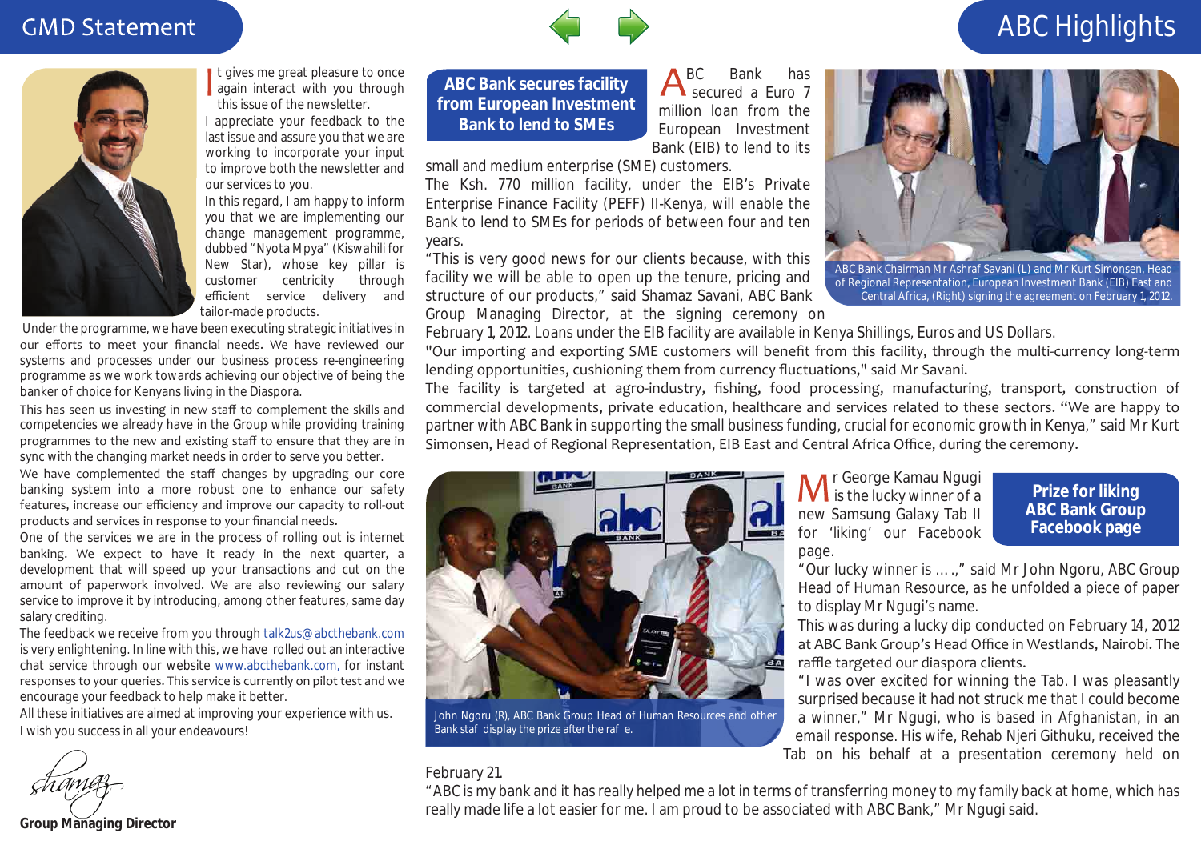## GMD Statement

It gives me great pleasure to once again interact with you through this issue of the newsletter.

I appreciate your feedback to the last issue and assure you that we are working to incorporate your input to improve both the newsletter and our services to you.

In this regard, I am happy to inform you that we are implementing our change management programme, dubbed "Nyota Mpya" (Kiswahili for New Star), whose key pillar is customer centricity through efficient service delivery and tailor-made products.

Under the programme, we have been executing strategic initiatives in our efforts to meet your financial needs. We have reviewed our systems and processes under our business process re-engineering programme as we work towards achieving our objective of being the banker of choice for Kenyans living in the Diaspora.

This has seen us investing in new staff to complement the skills and competencies we already have in the Group while providing training programmes to the new and existing staff to ensure that they are in sync with the changing market needs in order to serve you better.

We have complemented the staff changes by upgrading our core banking system into a more robust one to enhance our safety features, increase our efficiency and improve our capacity to roll-out products and services in response to your financial needs.

One of the services we are in the process of rolling out is internet banking. We expect to have it ready in the next quarter, a development that will speed up your transactions and cut on the amount of paperwork involved. We are also reviewing our salary service to improve it by introducing, among other features, same day salary crediting.

The feedback we receive from you through talk2us@abcthebank.com is very enlightening. In line with this, we have rolled out an interactive chat service through our website www.abcthebank.com, for instant responses to your queries. This service is currently on pilot test and we encourage your feedback to help make it better.

All these initiatives are aimed at improving your experience with us.

I wish you success in all your endeavours!

Shamaz

**Group Managing Director**

## ABC Highlights

### ABC Bank secures facility from European Investment Bank to lend to SMEs

ABC Bank has secured a Euro 7 million loan from the European Investment Bank (EIB) to lend to its small and medium enterprise (SME) customers.

The Ksh. 770 million facility, under the EIB's Private Enterprise Finance Facility (PEFF) II-Kenya, will enable the Bank to lend to SMEs for periods of between four and ten years.

"This is very good news for our clients because, with this facility we will be able to open up the tenure, pricing and structure of our products," said Shamaz Savani, ABC Bank Group Managing Director, at the signing ceremony on February 1, 2012. Loans under the EIB facility are available in Kenya Shillings, Euros and US Dollars.

ABC Bank Chairman Mr Ashraf Savani (L) and Mr Kurt Simonsen, Head of Regional Representation, European Investment Bank (EIB) East and Central Africa, (Right) signing the agreement on February 1, 2012.

"Our importing and exporting SME customers will benefit from this facility, through the multi-currency long-term lending opportunities, cushioning them from currency fluctuations," said Mr Savani.

The facility is targeted at agro-industry, fishing, food processing, manufacturing, transport, construction of commercial developments, private education, healthcare and services related to these sectors. "We are happy to partner with ABC Bank in supporting the small business funding, crucial for economic growth in Kenya," said Mr Kurt Simonsen, Head of Regional Representation, EIB East and Central Africa Office, during the ceremony.

### Prize for liking ABC Bank Group Facebook page

John Ngoru (R), ABC Bank Group Head of Human Resources and other Bank staf display the prize after the raf e.

Mr George Kamau Ngugi is the lucky winner of a new Samsung Galaxy Tab II for 'liking' our Facebook page.

"Our lucky winner is ….," said Mr John Ngoru, ABC Group Head of Human Resource, as he unfolded a piece of paper to display Mr Ngugi's name.

This was during a lucky dip conducted on February 14, 2012 at ABC Bank Group's Head Office in Westlands, Nairobi. The raffle targeted our diaspora clients.

"I was over excited for winning the Tab. I was pleasantly surprised because it had not struck me that I could become a winner," Mr Ngugi, who is based in Afghanistan, in an email response. His wife, Rehab Njeri Githuku, received the Tab on his behalf at a presentation ceremony held on February 21.

"ABC is my bank and it has really helped me a lot in terms of transferring money to my family back at home, which has really made life a lot easier for me. I am proud to be associated with ABC Bank," Mr Ngugi said.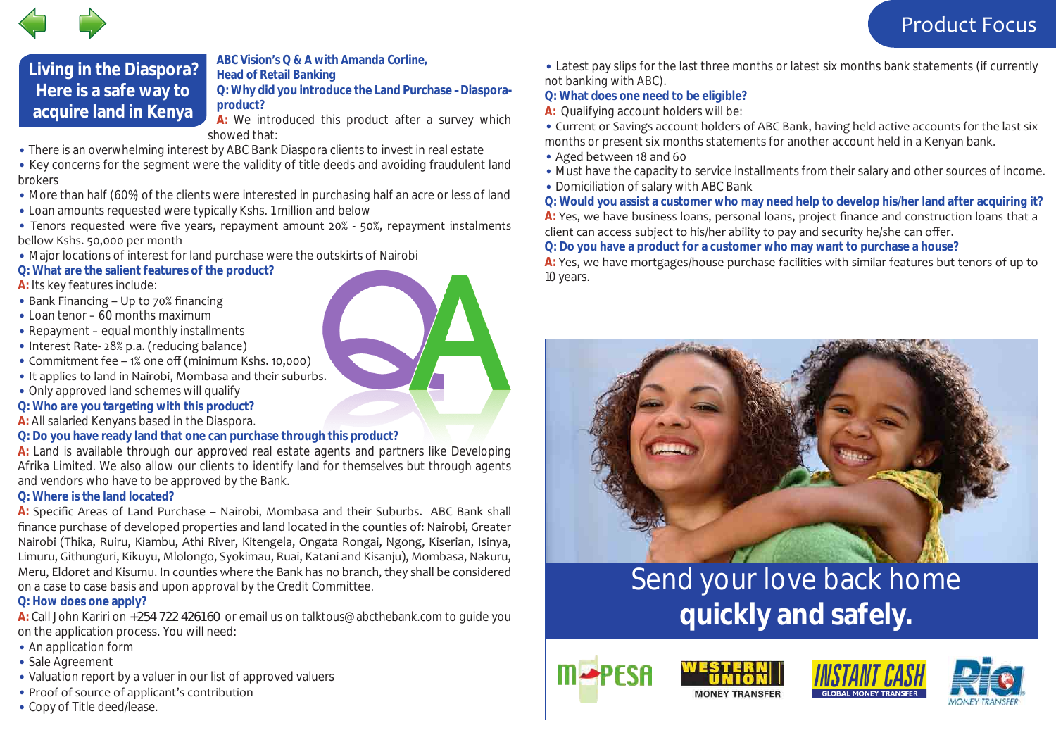# Living in the Diaspora? Here is a safe way to acquire land in Kenya

**ABC Vision's Q & A with Amanda Corline, Head of Retail Banking**

**Q: Why did you introduce the Land Purchase - Diaspora- product?**

**A:** We introduced this product after a survey which showed that:

- There is an overwhelming interest by ABC Bank Diaspora clients to invest in real estate
- Key concerns for the segment were the validity of title deeds and avoiding fraudulent land brokers
- More than half (60%) of the clients were interested in purchasing half an acre or less of land
- Loan amounts requested were typically Kshs. 1million and below
- Tenors requested were five years, repayment amount 20% - 50%, repayment instalments bellow Kshs. 50,000 per month
- Major locations of interest for land purchase were the outskirts of Nairobi

**Q: What are the salient features of the product?**

**A:** Its key features include:

- Bank Financing – Up to 70% financing
- Loan tenor - 60 months maximum
- Repayment - equal monthly installments
- Interest Rate- 28% p.a. (reducing balance)
- Commitment fee – 1% one off (minimum Kshs. 10,000)
- It applies to land in Nairobi, Mombasa and their suburbs.
- Only approved land schemes will qualify

**Q: Who are you targeting with this product?**

**A:** All salaried Kenyans based in the Diaspora.

**Q: Do you have ready land that one can purchase through this product?**

**A:** Land is available through our approved real estate agents and partners like Developing Afrika Limited. We also allow our clients to identify land for themselves but through agents and vendors who have to be approved by the Bank.

**Q: Where is the land located?**

**A:** Specific Areas of Land Purchase – Nairobi, Mombasa and their Suburbs. ABC Bank shall finance purchase of developed properties and land located in the counties of: Nairobi, Greater Nairobi (Thika, Ruiru, Kiambu, Athi River, Kitengela, Ongata Rongai, Ngong, Kiserian, Isinya, Limuru, Githunguri, Kikuyu, Mlolongo, Syokimau, Ruai, Katani and Kisanju), Mombasa, Nakuru, Meru, Eldoret and Kisumu. In counties where the Bank has no branch, they shall be considered on a case to case basis and upon approval by the Credit Committee.

**Q: How does one apply?**

**A:** Call John Kariri on +254 722 426160 or email us on talktous@abcthebank.com to guide you on the application process. You will need:

- An application form
- Sale Agreement
- Valuation report by a valuer in our list of approved valuers
- Proof of source of applicant's contribution
- Copy of Title deed/lease.
- Latest pay slips for the last three months or latest six months bank statements (if currently not banking with ABC).

**Q: What does one need to be eligible?**

**A:** Qualifying account holders will be:

- Current or Savings account holders of ABC Bank, having held active accounts for the last six months or present six months statements for another account held in a Kenyan bank.
- Aged between 18 and 60
- Must have the capacity to service installments from their salary and other sources of income.
- Domiciliation of salary with ABC Bank

**Q: Would you assist a customer who may need help to develop his/her land after acquiring it?**

**A:** Yes, we have business loans, personal loans, project finance and construction loans that a client can access subject to his/her ability to pay and security he/she can offer.

**Q: Do you have a product for a customer who may want to purchase a house?**

**A:** Yes, we have mortgages/house purchase facilities with similar features but tenors of up to 10 years.

Send your love back home **quickly and safely.**

M-PESA | WESTERN UNION MONEY TRANSFER | INSTANT CASH GLOBAL MONEY TRANSFER | Ria MONEY TRANSFER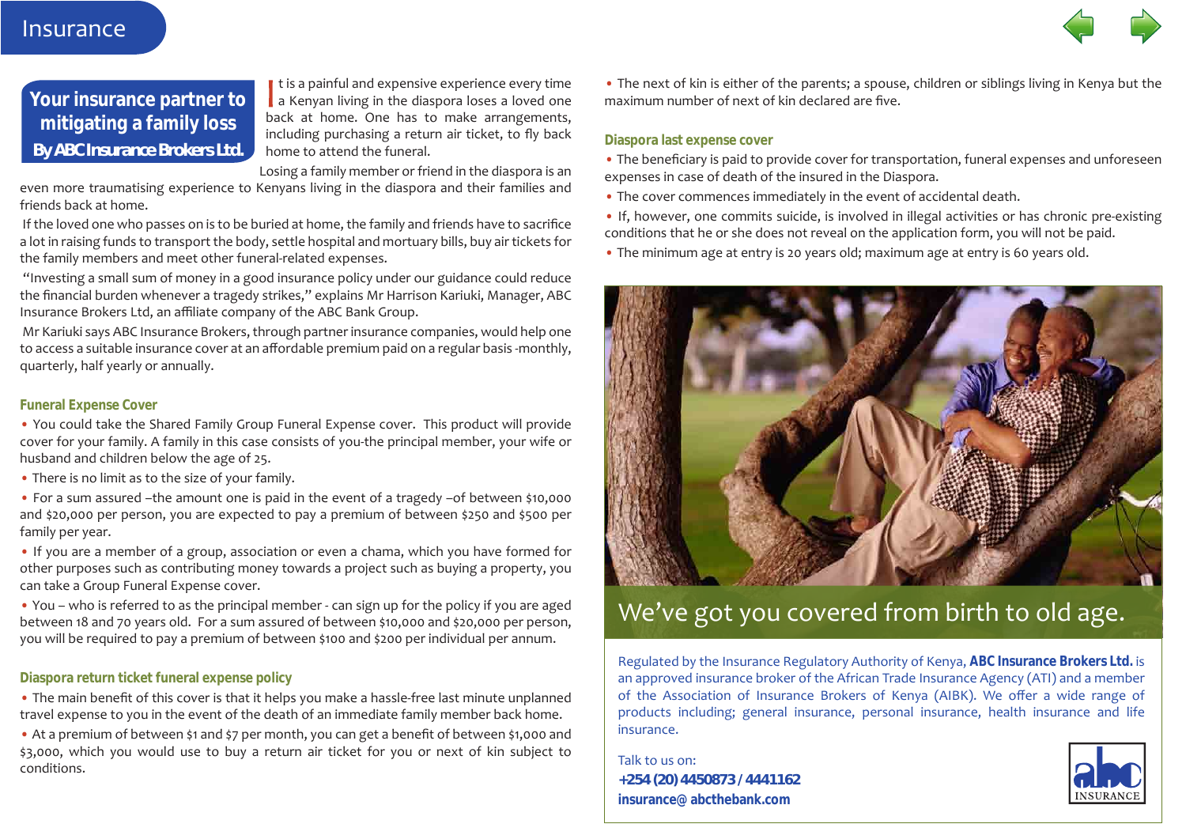# Insurance

## Your insurance partner to mitigating a family loss

**By ABC Insurance Brokers Ltd.**

It is a painful and expensive experience every time a Kenyan living in the diaspora loses a loved one back at home. One has to make arrangements, including purchasing a return air ticket, to fly back home to attend the funeral.

Losing a family member or friend in the diaspora is an even more traumatising experience to Kenyans living in the diaspora and their families and friends back at home.

If the loved one who passes on is to be buried at home, the family and friends have to sacrifice a lot in raising funds to transport the body, settle hospital and mortuary bills, buy air tickets for the family members and meet other funeral-related expenses.

"Investing a small sum of money in a good insurance policy under our guidance could reduce the financial burden whenever a tragedy strikes," explains Mr Harrison Kariuki, Manager, ABC Insurance Brokers Ltd, an affiliate company of the ABC Bank Group.

Mr Kariuki says ABC Insurance Brokers, through partner insurance companies, would help one to access a suitable insurance cover at an affordable premium paid on a regular basis -monthly, quarterly, half yearly or annually.

### Funeral Expense Cover

- You could take the Shared Family Group Funeral Expense cover. This product will provide cover for your family. A family in this case consists of you-the principal member, your wife or husband and children below the age of 25.
- There is no limit as to the size of your family.
- For a sum assured –the amount one is paid in the event of a tragedy –of between $10,000 and $20,000 per person, you are expected to pay a premium of between $250 and $500 per family per year.
- If you are a member of a group, association or even a chama, which you have formed for other purposes such as contributing money towards a project such as buying a property, you can take a Group Funeral Expense cover.
- You – who is referred to as the principal member - can sign up for the policy if you are aged between 18 and 70 years old. For a sum assured of between $10,000 and $20,000 per person, you will be required to pay a premium of between $100 and $200 per individual per annum.

### Diaspora return ticket funeral expense policy

- The main benefit of this cover is that it helps you make a hassle-free last minute unplanned travel expense to you in the event of the death of an immediate family member back home.
- At a premium of between $1 and $7 per month, you can get a benefit of between $1,000 and $3,000, which you would use to buy a return air ticket for you or next of kin subject to conditions.
- The next of kin is either of the parents; a spouse, children or siblings living in Kenya but the maximum number of next of kin declared are five.

### Diaspora last expense cover

- The beneficiary is paid to provide cover for transportation, funeral expenses and unforeseen expenses in case of death of the insured in the Diaspora.
- The cover commences immediately in the event of accidental death.
- If, however, one commits suicide, is involved in illegal activities or has chronic pre-existing conditions that he or she does not reveal on the application form, you will not be paid.
- The minimum age at entry is 20 years old; maximum age at entry is 60 years old.

We've got you covered from birth to old age.

Regulated by the Insurance Regulatory Authority of Kenya, **ABC Insurance Brokers Ltd.** is an approved insurance broker of the African Trade Insurance Agency (ATI) and a member of the Association of Insurance Brokers of Kenya (AIBK). We offer a wide range of products including; general insurance, personal insurance, health insurance and life insurance.

Talk to us on:
**+254 (20) 4450873 / 4441162**
**insurance@ abcthebank.com**

abc INSURANCE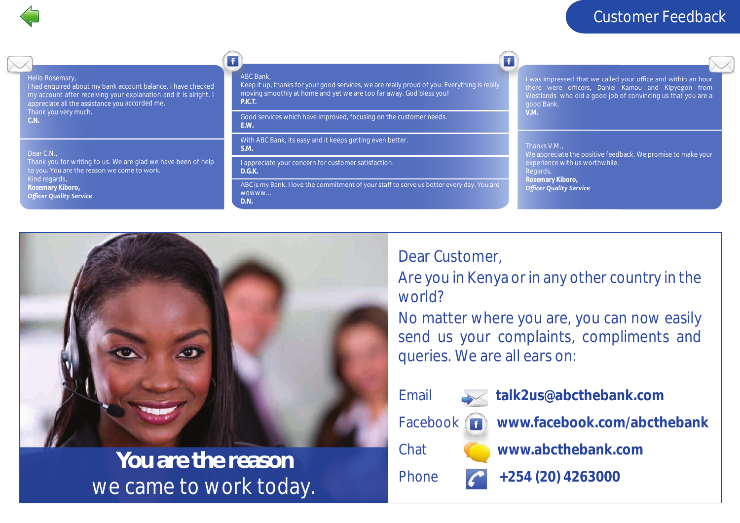# Customer Feedback

Hello Rosemary,
I had enquired about my bank account balance. I have checked my account after receiving your explanation and it is alright. I appreciate all the assistance you accorded me.
Thank you very much.
**C.N.**

Dear C.N.,
Thank you for writing to us. We are glad we have been of help to you. You are the reason we come to work.
Kind regards,
**Rosemary Kiboro,**
***Officer Quality Service***

ABC Bank,
Keep it up, thanks for your good services, we are really proud of you. Everything is really moving smoothly at home and yet we are too far away. God bless you!
**P.K.T.**

Good services which have improved, focusing on the customer needs.
**E.W.**

With ABC Bank, its easy and it keeps getting even better.
**S.M.**

I appreciate your concern for customer satisfaction.
**D.G.K.**

ABC is my Bank. I love the commitment of your staff to serve us better every day. You are wowww...
**D.N.**

I was impressed that we called your office and within an hour there were officers, Daniel Kamau and Kipyegon from Westlands who did a good job of convincing us that you are a good Bank.
**V.M.**

Thanks V.M.,
We appreciate the positive feedback. We promise to make your experience with us worthwhile.
Regards,
**Rosemary Kiboro,**
***Officer Quality Service***

**You are the reason**
we came to work today.

Dear Customer,
Are you in Kenya or in any other country in the world?
No matter where you are, you can now easily send us your complaints, compliments and queries. We are all ears on:

Email **talk2us@abcthebank.com**

Facebook **www.facebook.com/abcthebank**

Chat **www.abcthebank.com**

Phone **+254 (20) 4263000**